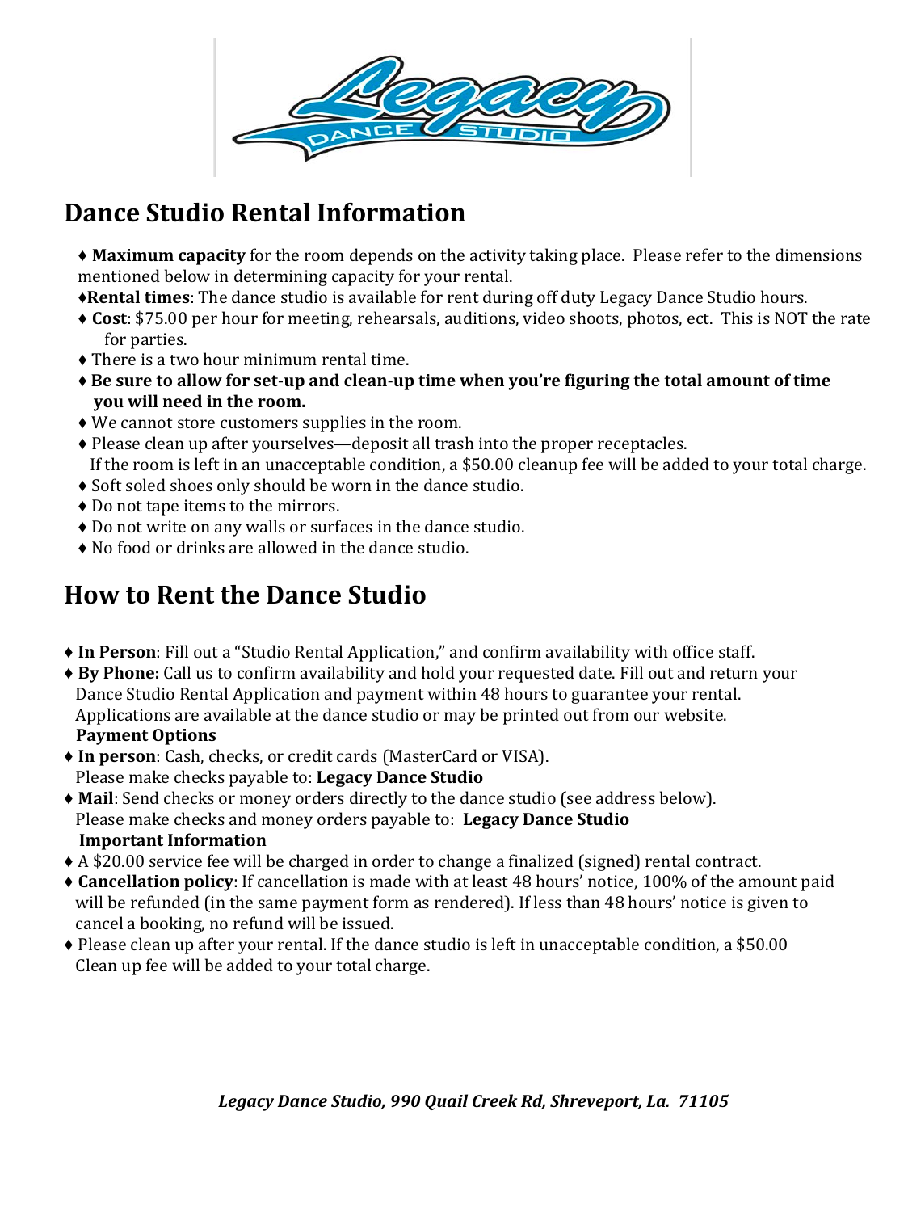# Dance Studio Rental Information

- **Maximum capacity** for the room depends on the activity taking place. Please refer to the dimensions mentioned below in determining capacity for your rental.
- **Rental times**: The dance studio is available for rent during off duty Legacy Dance Studio hours.
- **Cost**: $75.00 per hour for meeting, rehearsals, auditions, video shoots, photos, ect. This is NOT the rate for parties.
- There is a two hour minimum rental time.
- **Be sure to allow for set-up and clean-up time when you're figuring the total amount of time you will need in the room.**
- We cannot store customers supplies in the room.
- Please clean up after yourselves—deposit all trash into the proper receptacles. If the room is left in an unacceptable condition, a $50.00 cleanup fee will be added to your total charge.
- Soft soled shoes only should be worn in the dance studio.
- Do not tape items to the mirrors.
- Do not write on any walls or surfaces in the dance studio.
- No food or drinks are allowed in the dance studio.

# How to Rent the Dance Studio

- **In Person**: Fill out a "Studio Rental Application," and confirm availability with office staff.
- **By Phone:** Call us to confirm availability and hold your requested date. Fill out and return your Dance Studio Rental Application and payment within 48 hours to guarantee your rental. Applications are available at the dance studio or may be printed out from our website.

**Payment Options**

- **In person**: Cash, checks, or credit cards (MasterCard or VISA). Please make checks payable to: **Legacy Dance Studio**
- **Mail**: Send checks or money orders directly to the dance studio (see address below). Please make checks and money orders payable to: **Legacy Dance Studio**

**Important Information**

- A $20.00 service fee will be charged in order to change a finalized (signed) rental contract.
- **Cancellation policy**: If cancellation is made with at least 48 hours' notice, 100% of the amount paid will be refunded (in the same payment form as rendered). If less than 48 hours' notice is given to cancel a booking, no refund will be issued.
- Please clean up after your rental. If the dance studio is left in unacceptable condition, a $50.00 Clean up fee will be added to your total charge.

*Legacy Dance Studio, 990 Quail Creek Rd, Shreveport, La. 71105*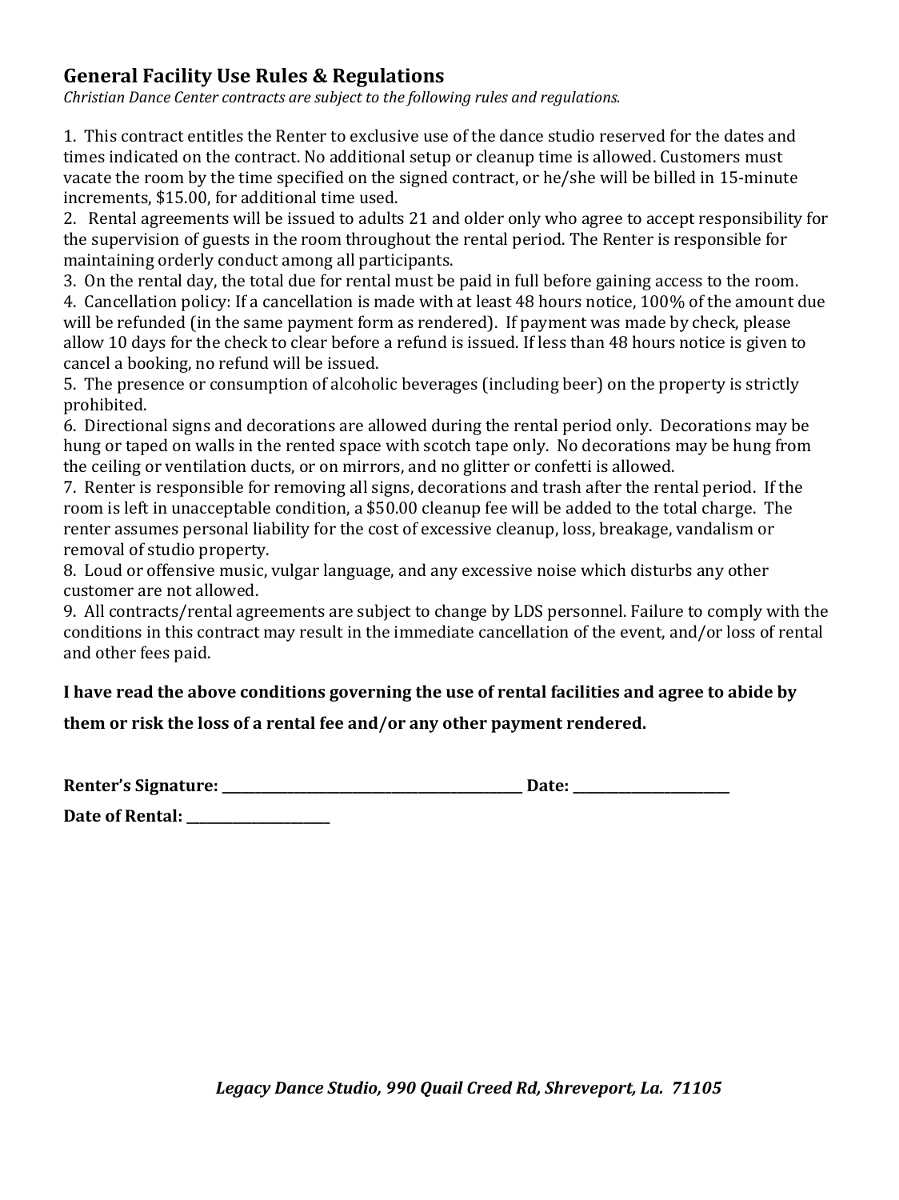## General Facility Use Rules & Regulations

*Christian Dance Center contracts are subject to the following rules and regulations.*

1. This contract entitles the Renter to exclusive use of the dance studio reserved for the dates and times indicated on the contract. No additional setup or cleanup time is allowed. Customers must vacate the room by the time specified on the signed contract, or he/she will be billed in 15-minute increments, $15.00, for additional time used.
2. Rental agreements will be issued to adults 21 and older only who agree to accept responsibility for the supervision of guests in the room throughout the rental period. The Renter is responsible for maintaining orderly conduct among all participants.
3. On the rental day, the total due for rental must be paid in full before gaining access to the room.
4. Cancellation policy: If a cancellation is made with at least 48 hours notice, 100% of the amount due will be refunded (in the same payment form as rendered). If payment was made by check, please allow 10 days for the check to clear before a refund is issued. If less than 48 hours notice is given to cancel a booking, no refund will be issued.
5. The presence or consumption of alcoholic beverages (including beer) on the property is strictly prohibited.
6. Directional signs and decorations are allowed during the rental period only. Decorations may be hung or taped on walls in the rented space with scotch tape only. No decorations may be hung from the ceiling or ventilation ducts, or on mirrors, and no glitter or confetti is allowed.
7. Renter is responsible for removing all signs, decorations and trash after the rental period. If the room is left in unacceptable condition, a $50.00 cleanup fee will be added to the total charge. The renter assumes personal liability for the cost of excessive cleanup, loss, breakage, vandalism or removal of studio property.
8. Loud or offensive music, vulgar language, and any excessive noise which disturbs any other customer are not allowed.
9. All contracts/rental agreements are subject to change by LDS personnel. Failure to comply with the conditions in this contract may result in the immediate cancellation of the event, and/or loss of rental and other fees paid.

**I have read the above conditions governing the use of rental facilities and agree to abide by them or risk the loss of a rental fee and/or any other payment rendered.**

**Renter's Signature: ____________________________________________ Date: _______________________**

**Date of Rental: _____________________**

***Legacy Dance Studio, 990 Quail Creed Rd, Shreveport, La. 71105***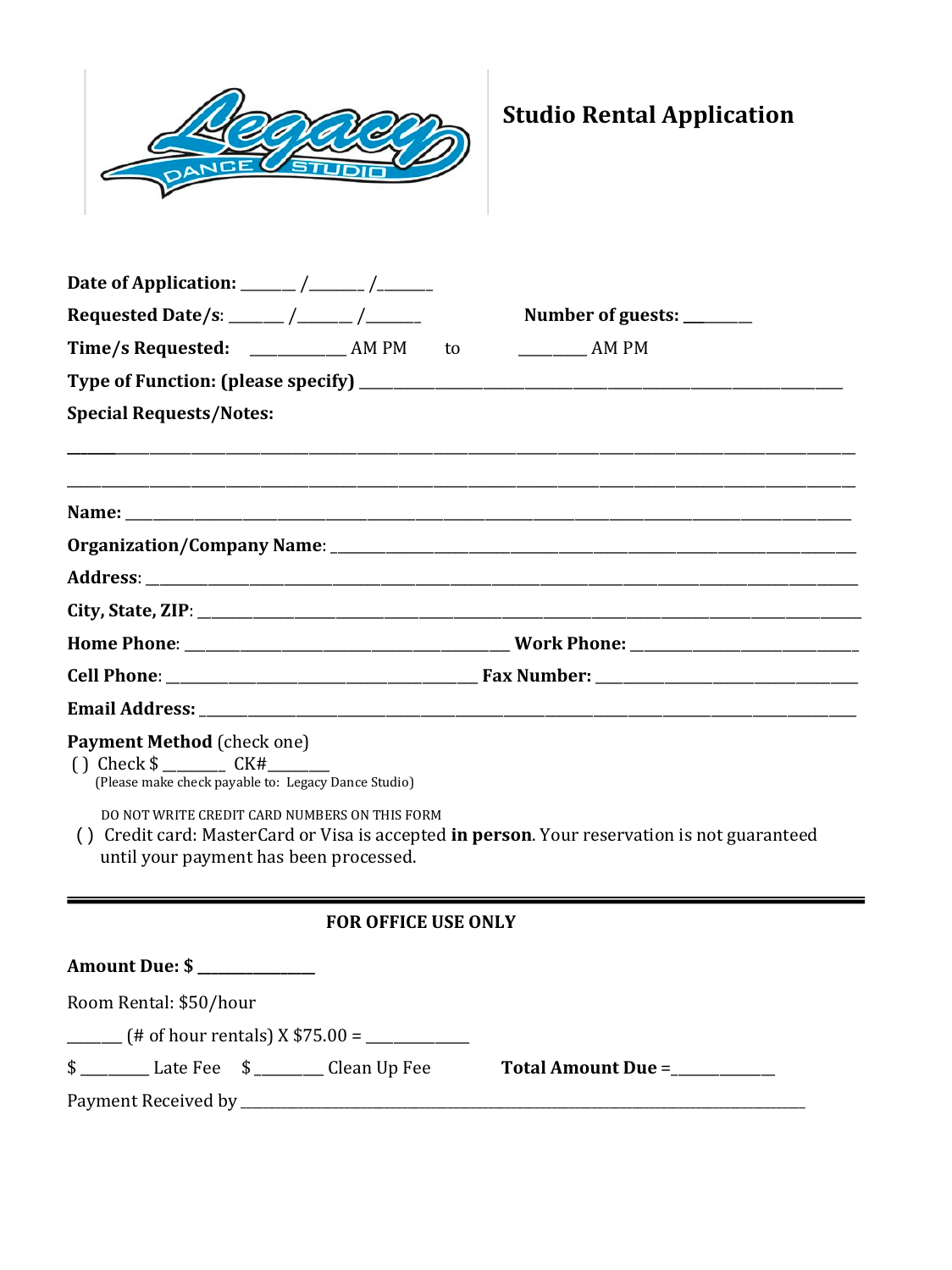Legacy DANCE STUDIO

# Studio Rental Application

**Date of Application:** ______ /______ /______

**Requested Date/s**: ______ /______ /______ **Number of guests:** ________

**Time/s Requested:** ___________ AM PM to ________ AM PM

**Type of Function: (please specify)** ___________________________________________________________

**Special Requests/Notes:**

_____________________________________________________________________________________

_____________________________________________________________________________________

**Name:** ___________________________________________________________________________

**Organization/Company Name**: ____________________________________________________

**Address**: _________________________________________________________________________

**City, State, ZIP**: __________________________________________________________________

**Home Phone**: ___________________________________ **Work Phone:** _________________________

**Cell Phone**: __________________________________ **Fax Number:** ____________________________

**Email Address:** ____________________________________________________________________

**Payment Method** (check one)

( ) Check $ ________ CK#________
(Please make check payable to: Legacy Dance Studio)

DO NOT WRITE CREDIT CARD NUMBERS ON THIS FORM

( ) Credit card: MasterCard or Visa is accepted **in person**. Your reservation is not guaranteed until your payment has been processed.

---

**FOR OFFICE USE ONLY**

**Amount Due: $** ______________

Room Rental: $50/hour

______ (# of hour rentals) X $75.00 = ___________

$ ________ Late Fee $ ________ Clean Up Fee **Total Amount Due** =____________

Payment Received by ____________________________________________________________________